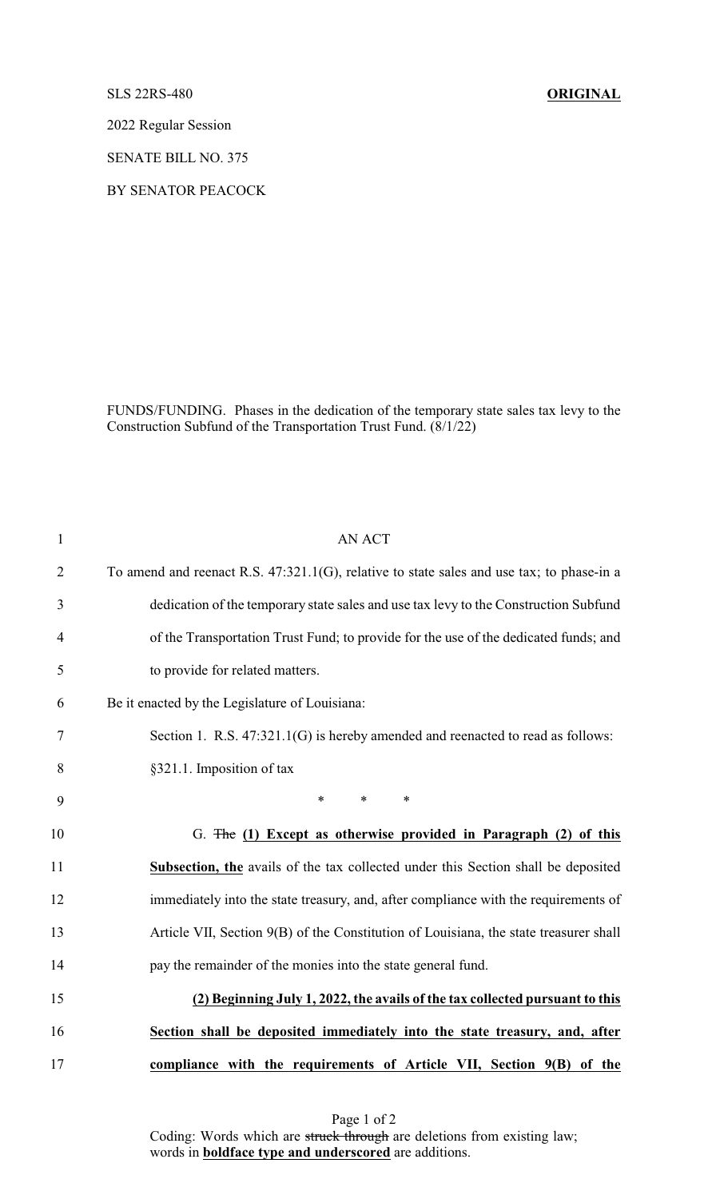SLS 22RS-480 **ORIGINAL**

2022 Regular Session

SENATE BILL NO. 375

BY SENATOR PEACOCK

FUNDS/FUNDING. Phases in the dedication of the temporary state sales tax levy to the Construction Subfund of the Transportation Trust Fund. (8/1/22)

1 AN ACT

2 To amend and reenact R.S. 47:321.1(G), relative to state sales and use tax; to phase-in a

3 dedication of the temporary state sales and use tax levy to the Construction Subfund

4 of the Transportation Trust Fund; to provide for the use of the dedicated funds; and

5 to provide for related matters.

6 Be it enacted by the Legislature of Louisiana:

7 Section 1. R.S. 47:321.1(G) is hereby amended and reenacted to read as follows:

8 §321.1. Imposition of tax

9 * * *

10 G. ~~The~~ **(1) Except as otherwise provided in Paragraph (2) of this**

11 **Subsection, the** avails of the tax collected under this Section shall be deposited

12 immediately into the state treasury, and, after compliance with the requirements of

13 Article VII, Section 9(B) of the Constitution of Louisiana, the state treasurer shall

14 pay the remainder of the monies into the state general fund.

15 **(2) Beginning July 1, 2022, the avails of the tax collected pursuant to this**

16 **Section shall be deposited immediately into the state treasury, and, after**

17 **compliance with the requirements of Article VII, Section 9(B) of the**

Coding: Words which are ~~struck through~~ are deletions from existing law; words in **boldface type and underscored** are additions.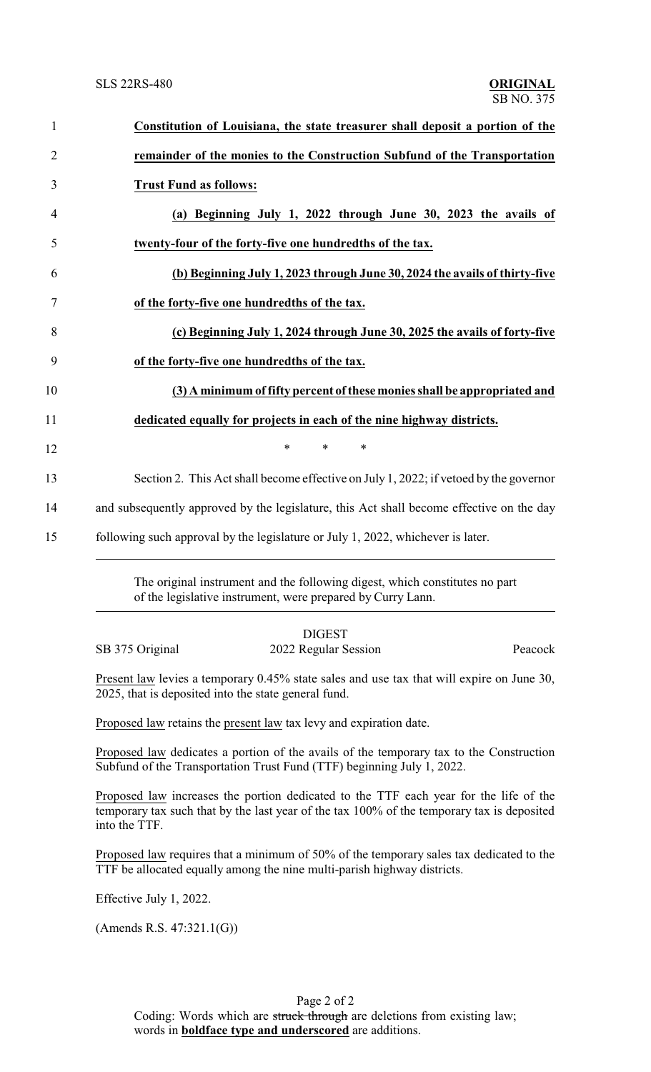**Constitution of Louisiana, the state treasurer shall deposit a portion of the remainder of the monies to the Construction Subfund of the Transportation Trust Fund as follows:**

**(a) Beginning July 1, 2022 through June 30, 2023 the avails of twenty-four of the forty-five one hundredths of the tax.**

**(b) Beginning July 1, 2023 through June 30, 2024 the avails of thirty-five of the forty-five one hundredths of the tax.**

**(c) Beginning July 1, 2024 through June 30, 2025 the avails of forty-five of the forty-five one hundredths of the tax.**

**(3) A minimum of fifty percent of these monies shall be appropriated and dedicated equally for projects in each of the nine highway districts.**

\* \* \*

Section 2. This Act shall become effective on July 1, 2022; if vetoed by the governor and subsequently approved by the legislature, this Act shall become effective on the day following such approval by the legislature or July 1, 2022, whichever is later.

---

The original instrument and the following digest, which constitutes no part of the legislative instrument, were prepared by Curry Lann.

---

DIGEST

SB 375 Original — 2022 Regular Session — Peacock

Present law levies a temporary 0.45% state sales and use tax that will expire on June 30, 2025, that is deposited into the state general fund.

Proposed law retains the present law tax levy and expiration date.

Proposed law dedicates a portion of the avails of the temporary tax to the Construction Subfund of the Transportation Trust Fund (TTF) beginning July 1, 2022.

Proposed law increases the portion dedicated to the TTF each year for the life of the temporary tax such that by the last year of the tax 100% of the temporary tax is deposited into the TTF.

Proposed law requires that a minimum of 50% of the temporary sales tax dedicated to the TTF be allocated equally among the nine multi-parish highway districts.

Effective July 1, 2022.

(Amends R.S. 47:321.1(G))

Coding: Words which are ~~struck through~~ are deletions from existing law; words in **boldface type and underscored** are additions.